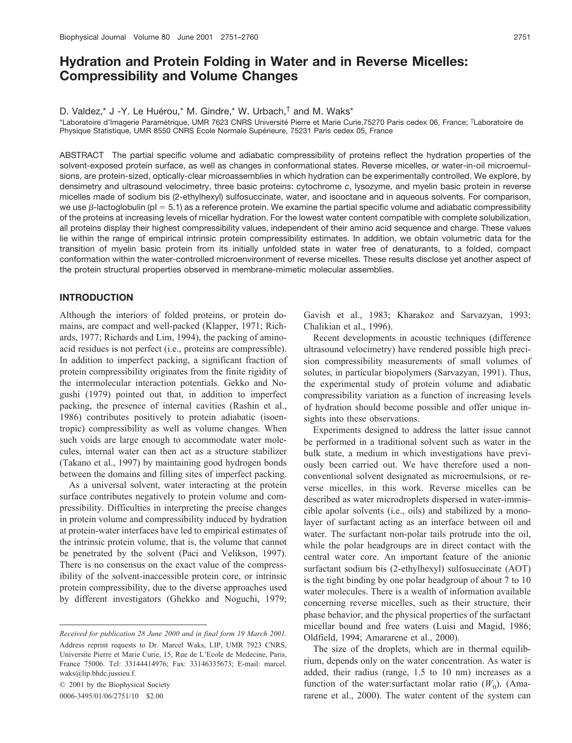# Hydration and Protein Folding in Water and in Reverse Micelles: Compressibility and Volume Changes

D. Valdez,* J -Y. Le Huérou,* M. Gindre,* W. Urbach,[†] and M. Waks*

*Laboratoire d'Imagerie Paramétrique, UMR 7623 CNRS Université Pierre et Marie Curie,75270 Paris cedex 06, France; [†]Laboratoire de Physique Statistique, UMR 8550 CNRS Ecole Normale Supérieure, 75231 Paris cedex 05, France

ABSTRACT The partial specific volume and adiabatic compressibility of proteins reflect the hydration properties of the solvent-exposed protein surface, as well as changes in conformational states. Reverse micelles, or water-in-oil microemulsions, are protein-sized, optically-clear microassemblies in which hydration can be experimentally controlled. We explore, by densimetry and ultrasound velocimetry, three basic proteins: cytochrome *c*, lysozyme, and myelin basic protein in reverse micelles made of sodium bis (2-ethylhexyl) sulfosuccinate, water, and isooctane and in aqueous solvents. For comparison, we use $\beta$-lactoglobulin (pI = 5.1) as a reference protein. We examine the partial specific volume and adiabatic compressibility of the proteins at increasing levels of micellar hydration. For the lowest water content compatible with complete solubilization, all proteins display their highest compressibility values, independent of their amino acid sequence and charge. These values lie within the range of empirical intrinsic protein compressibility estimates. In addition, we obtain volumetric data for the transition of myelin basic protein from its initially unfolded state in water free of denaturants, to a folded, compact conformation within the water-controlled microenvironment of reverse micelles. These results disclose yet another aspect of the protein structural properties observed in membrane-mimetic molecular assemblies.

## INTRODUCTION

Although the interiors of folded proteins, or protein domains, are compact and well-packed (Klapper, 1971; Richards, 1977; Richards and Lim, 1994), the packing of amino-acid residues is not perfect (i.e., proteins are compressible). In addition to imperfect packing, a significant fraction of protein compressibility originates from the finite rigidity of the intermolecular interaction potentials. Gekko and Nogushi (1979) pointed out that, in addition to imperfect packing, the presence of internal cavities (Rashin et al., 1986) contributes positively to protein adiabatic (isoentropic) compressibility as well as volume changes. When such voids are large enough to accommodate water molecules, internal water can then act as a structure stabilizer (Takano et al., 1997) by maintaining good hydrogen bonds between the domains and filling sites of imperfect packing.

As a universal solvent, water interacting at the protein surface contributes negatively to protein volume and compressibility. Difficulties in interpreting the precise changes in protein volume and compressibility induced by hydration at protein-water interfaces have led to empirical estimates of the intrinsic protein volume, that is, the volume that cannot be penetrated by the solvent (Paci and Velikson, 1997). There is no consensus on the exact value of the compressibility of the solvent-inaccessible protein core, or intrinsic protein compressibility, due to the diverse approaches used by different investigators (Ghekko and Noguchi, 1979; Gavish et al., 1983; Kharakoz and Sarvazyan, 1993; Chalikian et al., 1996).

Recent developments in acoustic techniques (difference ultrasound velocimetry) have rendered possible high precision compressibility measurements of small volumes of solutes, in particular biopolymers (Sarvazyan, 1991). Thus, the experimental study of protein volume and adiabatic compressibility variation as a function of increasing levels of hydration should become possible and offer unique insights into these observations.

Experiments designed to address the latter issue cannot be performed in a traditional solvent such as water in the bulk state, a medium in which investigations have previously been carried out. We have therefore used a nonconventional solvent designated as microemulsions, or reverse micelles, in this work. Reverse micelles can be described as water microdroplets dispersed in water-immiscible apolar solvents (i.e., oils) and stabilized by a monolayer of surfactant acting as an interface between oil and water. The surfactant non-polar tails protrude into the oil, while the polar headgroups are in direct contact with the central water core. An important feature of the anionic surfactant sodium bis (2-ethylhexyl) sulfosuccinate (AOT) is the tight binding by one polar headgroup of about 7 to 10 water molecules. There is a wealth of information available concerning reverse micelles, such as their structure, their phase behavior, and the physical properties of the surfactant micellar bound and free waters (Luisi and Magid, 1986; Oldfield, 1994; Amararene et al., 2000).

The size of the droplets, which are in thermal equilibrium, depends only on the water concentration. As water is added, their radius (range, 1.5 to 10 nm) increases as a function of the water:surfactant molar ratio ($W_0$). (Amararene et al., 2000). The water content of the system can

---

*Received for publication 28 June 2000 and in final form 19 March 2001.*

Address reprint requests to Dr. Marcel Waks, LIP, UMR 7923 CNRS, Universite Pierre et Marie Curie, 15, Rue de L'Ecole de Medecine, Paris, France 75006. Tel: 33144414976; Fax: 33146335673; E-mail: marcel.waks@lip.bhdc.jussieu.f.

© 2001 by the Biophysical Society

0006-3495/01/06/2751/10 $2.00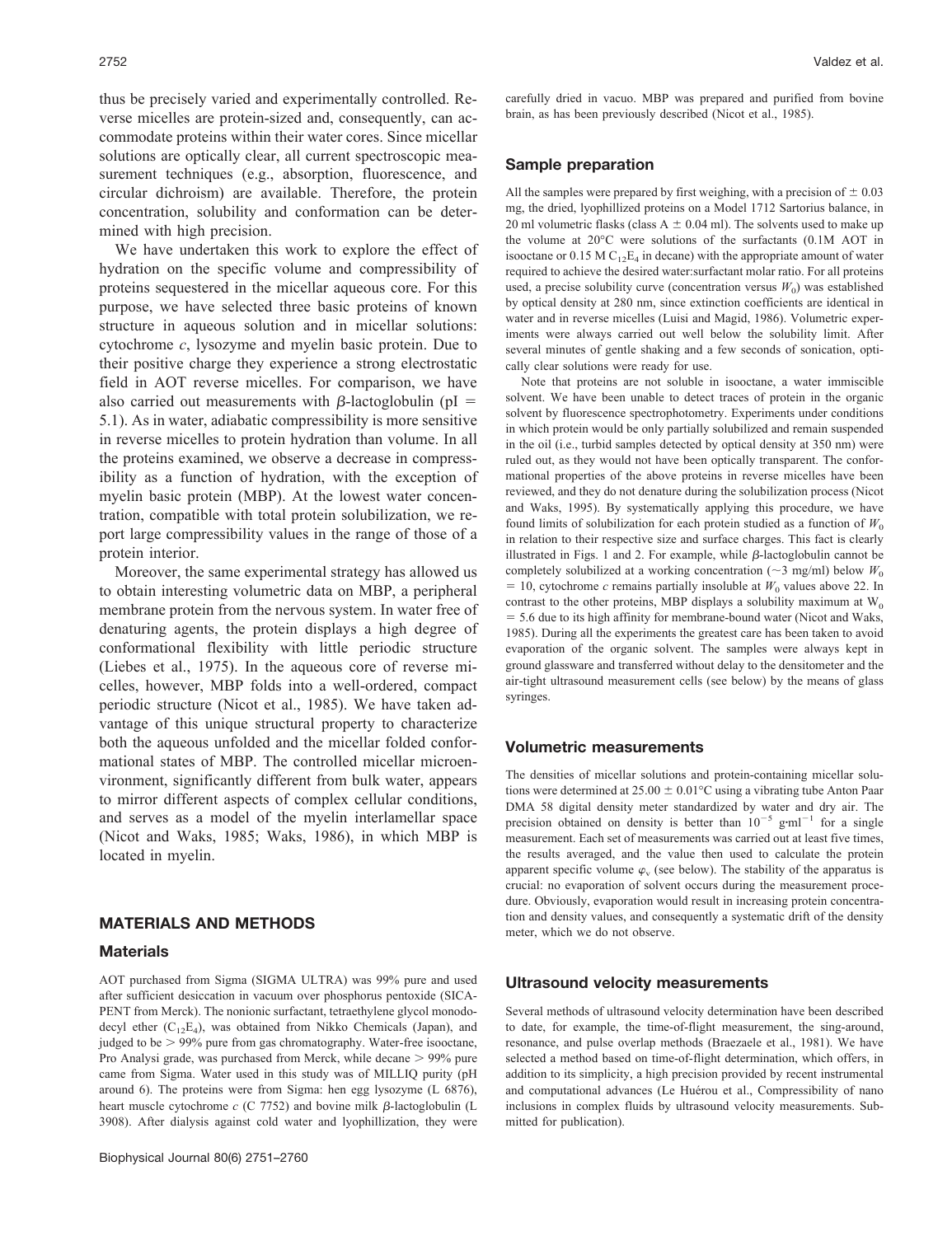thus be precisely varied and experimentally controlled. Reverse micelles are protein-sized and, consequently, can accommodate proteins within their water cores. Since micellar solutions are optically clear, all current spectroscopic measurement techniques (e.g., absorption, fluorescence, and circular dichroism) are available. Therefore, the protein concentration, solubility and conformation can be determined with high precision.

We have undertaken this work to explore the effect of hydration on the specific volume and compressibility of proteins sequestered in the micellar aqueous core. For this purpose, we have selected three basic proteins of known structure in aqueous solution and in micellar solutions: cytochrome *c*, lysozyme and myelin basic protein. Due to their positive charge they experience a strong electrostatic field in AOT reverse micelles. For comparison, we have also carried out measurements with β-lactoglobulin (pI = 5.1). As in water, adiabatic compressibility is more sensitive in reverse micelles to protein hydration than volume. In all the proteins examined, we observe a decrease in compressibility as a function of hydration, with the exception of myelin basic protein (MBP). At the lowest water concentration, compatible with total protein solubilization, we report large compressibility values in the range of those of a protein interior.

Moreover, the same experimental strategy has allowed us to obtain interesting volumetric data on MBP, a peripheral membrane protein from the nervous system. In water free of denaturing agents, the protein displays a high degree of conformational flexibility with little periodic structure (Liebes et al., 1975). In the aqueous core of reverse micelles, however, MBP folds into a well-ordered, compact periodic structure (Nicot et al., 1985). We have taken advantage of this unique structural property to characterize both the aqueous unfolded and the micellar folded conformational states of MBP. The controlled micellar microenvironment, significantly different from bulk water, appears to mirror different aspects of complex cellular conditions, and serves as a model of the myelin interlamellar space (Nicot and Waks, 1985; Waks, 1986), in which MBP is located in myelin.

## MATERIALS AND METHODS

### Materials

AOT purchased from Sigma (SIGMA ULTRA) was 99% pure and used after sufficient desiccation in vacuum over phosphorus pentoxide (SICAPENT from Merck). The nonionic surfactant, tetraethylene glycol monododecyl ether ($C_{12}E_4$), was obtained from Nikko Chemicals (Japan), and judged to be > 99% pure from gas chromatography. Water-free isooctane, Pro Analysi grade, was purchased from Merck, while decane > 99% pure came from Sigma. Water used in this study was of MILLIQ purity (pH around 6). The proteins were from Sigma: hen egg lysozyme (L 6876), heart muscle cytochrome *c* (C 7752) and bovine milk β-lactoglobulin (L 3908). After dialysis against cold water and lyophillization, they were carefully dried in vacuo. MBP was prepared and purified from bovine brain, as has been previously described (Nicot et al., 1985).

### Sample preparation

All the samples were prepared by first weighing, with a precision of ± 0.03 mg, the dried, lyophillized proteins on a Model 1712 Sartorius balance, in 20 ml volumetric flasks (class A ± 0.04 ml). The solvents used to make up the volume at 20°C were solutions of the surfactants (0.1M AOT in isooctane or 0.15 M $C_{12}E_4$ in decane) with the appropriate amount of water required to achieve the desired water:surfactant molar ratio. For all proteins used, a precise solubility curve (concentration versus $W_0$) was established by optical density at 280 nm, since extinction coefficients are identical in water and in reverse micelles (Luisi and Magid, 1986). Volumetric experiments were always carried out well below the solubility limit. After several minutes of gentle shaking and a few seconds of sonication, optically clear solutions were ready for use.

Note that proteins are not soluble in isooctane, a water immiscible solvent. We have been unable to detect traces of protein in the organic solvent by fluorescence spectrophotometry. Experiments under conditions in which protein would be only partially solubilized and remain suspended in the oil (i.e., turbid samples detected by optical density at 350 nm) were ruled out, as they would not have been optically transparent. The conformational properties of the above proteins in reverse micelles have been reviewed, and they do not denature during the solubilization process (Nicot and Waks, 1995). By systematically applying this procedure, we have found limits of solubilization for each protein studied as a function of $W_0$ in relation to their respective size and surface charges. This fact is clearly illustrated in Figs. 1 and 2. For example, while β-lactoglobulin cannot be completely solubilized at a working concentration (~3 mg/ml) below $W_0$ = 10, cytochrome *c* remains partially insoluble at $W_0$ values above 22. In contrast to the other proteins, MBP displays a solubility maximum at $W_0$ = 5.6 due to its high affinity for membrane-bound water (Nicot and Waks, 1985). During all the experiments the greatest care has been taken to avoid evaporation of the organic solvent. The samples were always kept in ground glassware and transferred without delay to the densitometer and the air-tight ultrasound measurement cells (see below) by the means of glass syringes.

### Volumetric measurements

The densities of micellar solutions and protein-containing micellar solutions were determined at 25.00 ± 0.01°C using a vibrating tube Anton Paar DMA 58 digital density meter standardized by water and dry air. The precision obtained on density is better than $10^{-5}$ g·ml$^{-1}$ for a single measurement. Each set of measurements was carried out at least five times, the results averaged, and the value then used to calculate the protein apparent specific volume $\varphi_v$ (see below). The stability of the apparatus is crucial: no evaporation of solvent occurs during the measurement procedure. Obviously, evaporation would result in increasing protein concentration and density values, and consequently a systematic drift of the density meter, which we do not observe.

### Ultrasound velocity measurements

Several methods of ultrasound velocity determination have been described to date, for example, the time-of-flight measurement, the sing-around, resonance, and pulse overlap methods (Braezeale et al., 1981). We have selected a method based on time-of-flight determination, which offers, in addition to its simplicity, a high precision provided by recent instrumental and computational advances (Le Huérou et al., Compressibility of nano inclusions in complex fluids by ultrasound velocity measurements. Submitted for publication).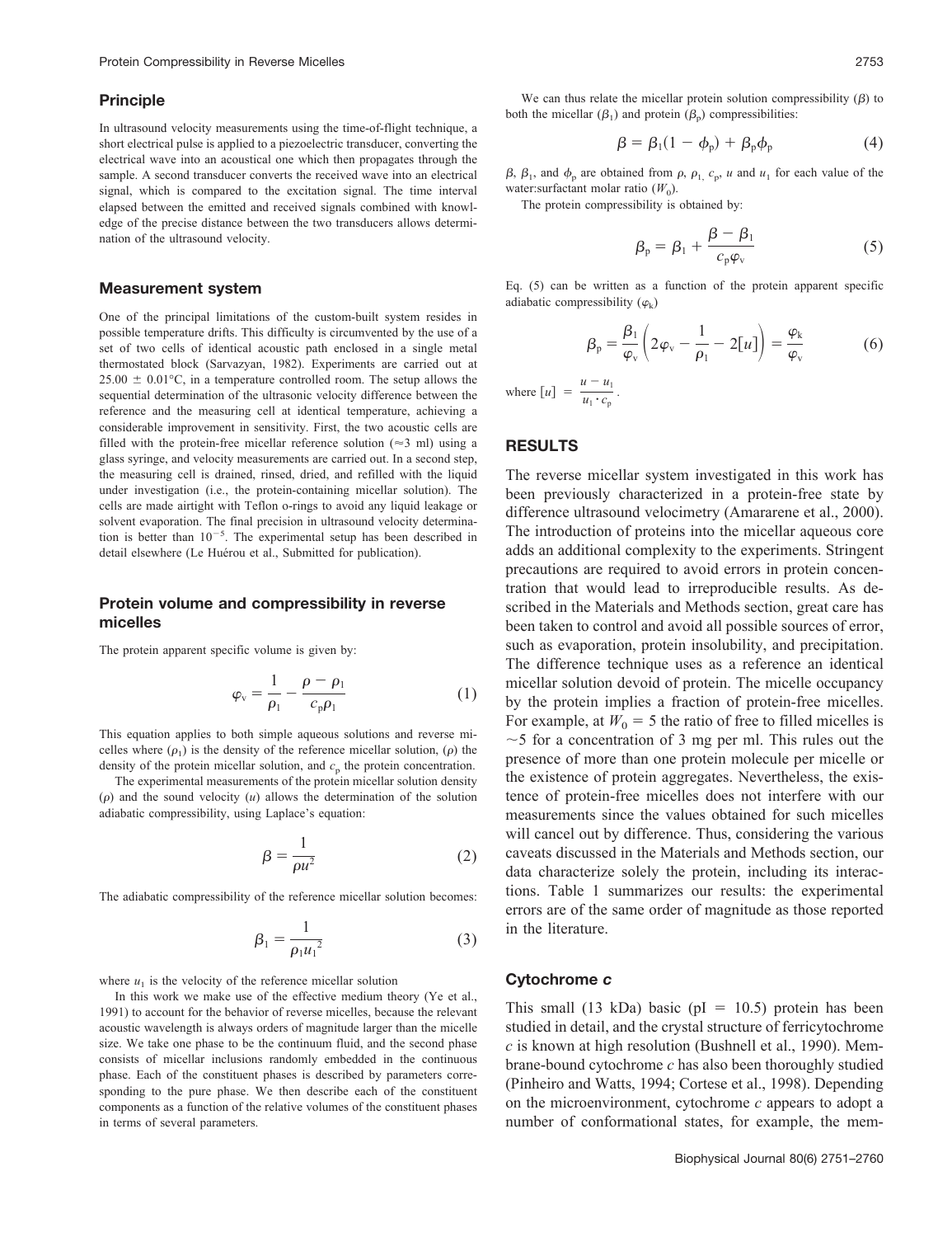### Principle

In ultrasound velocity measurements using the time-of-flight technique, a short electrical pulse is applied to a piezoelectric transducer, converting the electrical wave into an acoustical one which then propagates through the sample. A second transducer converts the received wave into an electrical signal, which is compared to the excitation signal. The time interval elapsed between the emitted and received signals combined with knowledge of the precise distance between the two transducers allows determination of the ultrasound velocity.

### Measurement system

One of the principal limitations of the custom-built system resides in possible temperature drifts. This difficulty is circumvented by the use of a set of two cells of identical acoustic path enclosed in a single metal thermostated block (Sarvazyan, 1982). Experiments are carried out at $25.00 \pm 0.01°C$, in a temperature controlled room. The setup allows the sequential determination of the ultrasonic velocity difference between the reference and the measuring cell at identical temperature, achieving a considerable improvement in sensitivity. First, the two acoustic cells are filled with the protein-free micellar reference solution ($\approx$3 ml) using a glass syringe, and velocity measurements are carried out. In a second step, the measuring cell is drained, rinsed, dried, and refilled with the liquid under investigation (i.e., the protein-containing micellar solution). The cells are made airtight with Teflon o-rings to avoid any liquid leakage or solvent evaporation. The final precision in ultrasound velocity determination is better than $10^{-5}$. The experimental setup has been described in detail elsewhere (Le Huérou et al., Submitted for publication).

### Protein volume and compressibility in reverse micelles

The protein apparent specific volume is given by:

$$\varphi_v = \frac{1}{\rho_1} - \frac{\rho - \rho_1}{c_p \rho_1} \tag{1}$$

This equation applies to both simple aqueous solutions and reverse micelles where ($\rho_1$) is the density of the reference micellar solution, ($\rho$) the density of the protein micellar solution, and $c_p$ the protein concentration.

The experimental measurements of the protein micellar solution density ($\rho$) and the sound velocity ($u$) allows the determination of the solution adiabatic compressibility, using Laplace's equation:

$$\beta = \frac{1}{\rho u^2} \tag{2}$$

The adiabatic compressibility of the reference micellar solution becomes:

$$\beta_1 = \frac{1}{\rho_1 {u_1}^2} \tag{3}$$

where $u_1$ is the velocity of the reference micellar solution

In this work we make use of the effective medium theory (Ye et al., 1991) to account for the behavior of reverse micelles, because the relevant acoustic wavelength is always orders of magnitude larger than the micelle size. We take one phase to be the continuum fluid, and the second phase consists of micellar inclusions randomly embedded in the continuous phase. Each of the constituent phases is described by parameters corresponding to the pure phase. We then describe each of the constituent components as a function of the relative volumes of the constituent phases in terms of several parameters.

We can thus relate the micellar protein solution compressibility ($\beta$) to both the micellar ($\beta_1$) and protein ($\beta_p$) compressibilities:

$$\beta = \beta_1(1 - \phi_p) + \beta_p \phi_p \tag{4}$$

$\beta$, $\beta_1$, and $\phi_p$ are obtained from $\rho$, $\rho_1$, $c_p$, $u$ and $u_1$ for each value of the water:surfactant molar ratio ($W_0$).

The protein compressibility is obtained by:

$$\beta_p = \beta_1 + \frac{\beta - \beta_1}{c_p \varphi_v} \tag{5}$$

Eq. (5) can be written as a function of the protein apparent specific adiabatic compressibility ($\varphi_k$)

$$\beta_p = \frac{\beta_1}{\varphi_v}\left(2\varphi_v - \frac{1}{\rho_1} - 2[u]\right) = \frac{\varphi_k}{\varphi_v} \tag{6}$$

where $[u] = \dfrac{u - u_1}{u_1 \cdot c_p}$.

## RESULTS

The reverse micellar system investigated in this work has been previously characterized in a protein-free state by difference ultrasound velocimetry (Amararene et al., 2000). The introduction of proteins into the micellar aqueous core adds an additional complexity to the experiments. Stringent precautions are required to avoid errors in protein concentration that would lead to irreproducible results. As described in the Materials and Methods section, great care has been taken to control and avoid all possible sources of error, such as evaporation, protein insolubility, and precipitation. The difference technique uses as a reference an identical micellar solution devoid of protein. The micelle occupancy by the protein implies a fraction of protein-free micelles. For example, at $W_0 = 5$ the ratio of free to filled micelles is $\sim$5 for a concentration of 3 mg per ml. This rules out the presence of more than one protein molecule per micelle or the existence of protein aggregates. Nevertheless, the existence of protein-free micelles does not interfere with our measurements since the values obtained for such micelles will cancel out by difference. Thus, considering the various caveats discussed in the Materials and Methods section, our data characterize solely the protein, including its interactions. Table 1 summarizes our results: the experimental errors are of the same order of magnitude as those reported in the literature.

### Cytochrome *c*

This small (13 kDa) basic (pI = 10.5) protein has been studied in detail, and the crystal structure of ferricytochrome *c* is known at high resolution (Bushnell et al., 1990). Membrane-bound cytochrome *c* has also been thoroughly studied (Pinheiro and Watts, 1994; Cortese et al., 1998). Depending on the microenvironment, cytochrome *c* appears to adopt a number of conformational states, for example, the mem-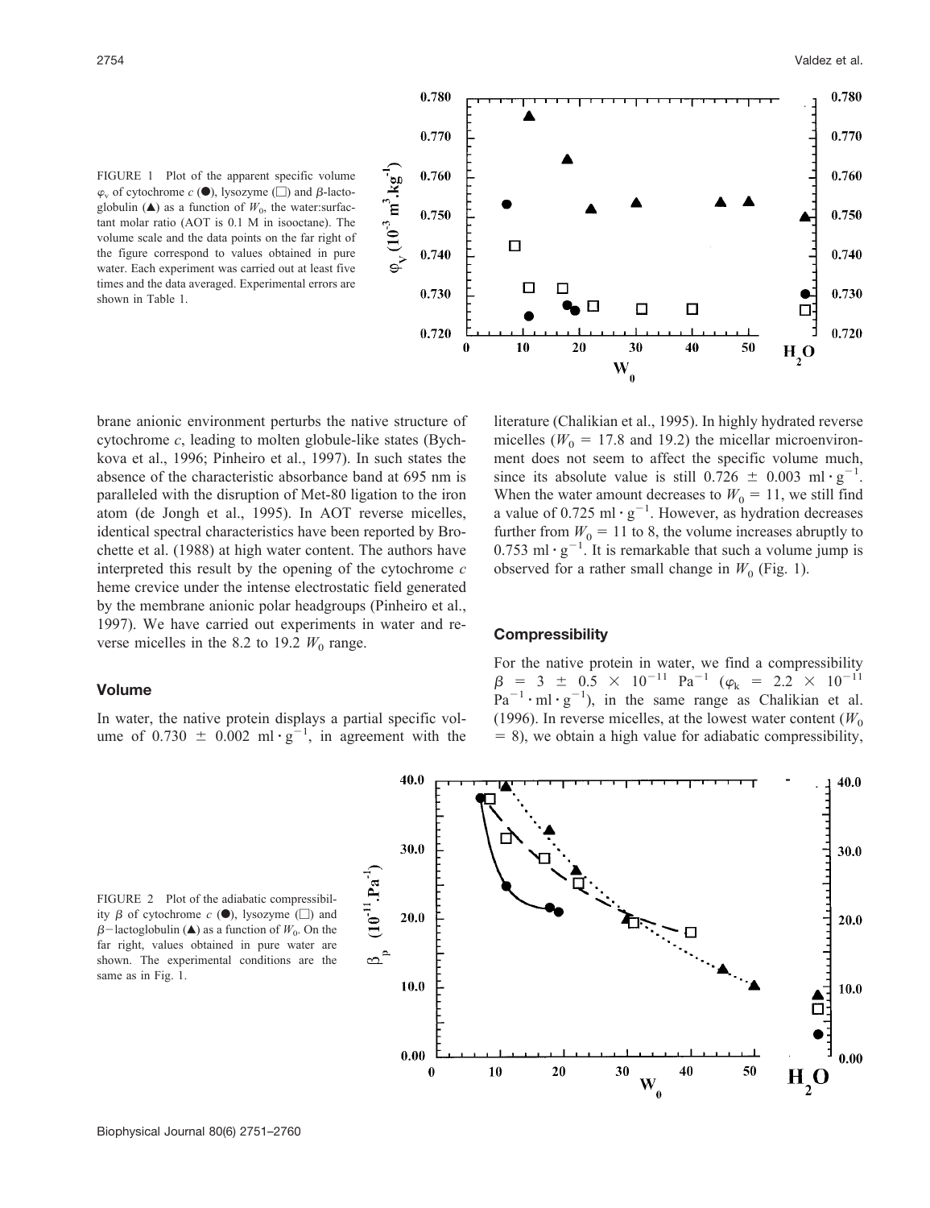FIGURE 1 Plot of the apparent specific volume $\varphi_v$ of cytochrome *c* (●), lysozyme (□) and $\beta$-lactoglobulin (▲) as a function of $W_0$, the water:surfactant molar ratio (AOT is 0.1 M in isooctane). The volume scale and the data points on the far right of the figure correspond to values obtained in pure water. Each experiment was carried out at least five times and the data averaged. Experimental errors are shown in Table 1.

brane anionic environment perturbs the native structure of cytochrome *c*, leading to molten globule-like states (Bychkova et al., 1996; Pinheiro et al., 1997). In such states the absence of the characteristic absorbance band at 695 nm is paralleled with the disruption of Met-80 ligation to the iron atom (de Jongh et al., 1995). In AOT reverse micelles, identical spectral characteristics have been reported by Brochette et al. (1988) at high water content. The authors have interpreted this result by the opening of the cytochrome *c* heme crevice under the intense electrostatic field generated by the membrane anionic polar headgroups (Pinheiro et al., 1997). We have carried out experiments in water and reverse micelles in the 8.2 to 19.2 $W_0$ range.

### Volume

In water, the native protein displays a partial specific volume of $0.730 \pm 0.002$ ml $\cdot$ g$^{-1}$, in agreement with the literature (Chalikian et al., 1995). In highly hydrated reverse micelles ($W_0$ = 17.8 and 19.2) the micellar microenvironment does not seem to affect the specific volume much, since its absolute value is still $0.726 \pm 0.003$ ml $\cdot$ g$^{-1}$. When the water amount decreases to $W_0 = 11$, we still find a value of 0.725 ml $\cdot$ g$^{-1}$. However, as hydration decreases further from $W_0 = 11$ to 8, the volume increases abruptly to 0.753 ml $\cdot$ g$^{-1}$. It is remarkable that such a volume jump is observed for a rather small change in $W_0$ (Fig. 1).

### Compressibility

For the native protein in water, we find a compressibility $\beta = 3 \pm 0.5 \times 10^{-11}$ Pa$^{-1}$ ($\varphi_k = 2.2 \times 10^{-11}$ Pa$^{-1}$ $\cdot$ ml $\cdot$ g$^{-1}$), in the same range as Chalikian et al. (1996). In reverse micelles, at the lowest water content ($W_0$ = 8), we obtain a high value for adiabatic compressibility,

FIGURE 2 Plot of the adiabatic compressibility $\beta$ of cytochrome *c* (●), lysozyme (□) and $\beta$−lactoglobulin (▲) as a function of $W_0$. On the far right, values obtained in pure water are shown. The experimental conditions are the same as in Fig. 1.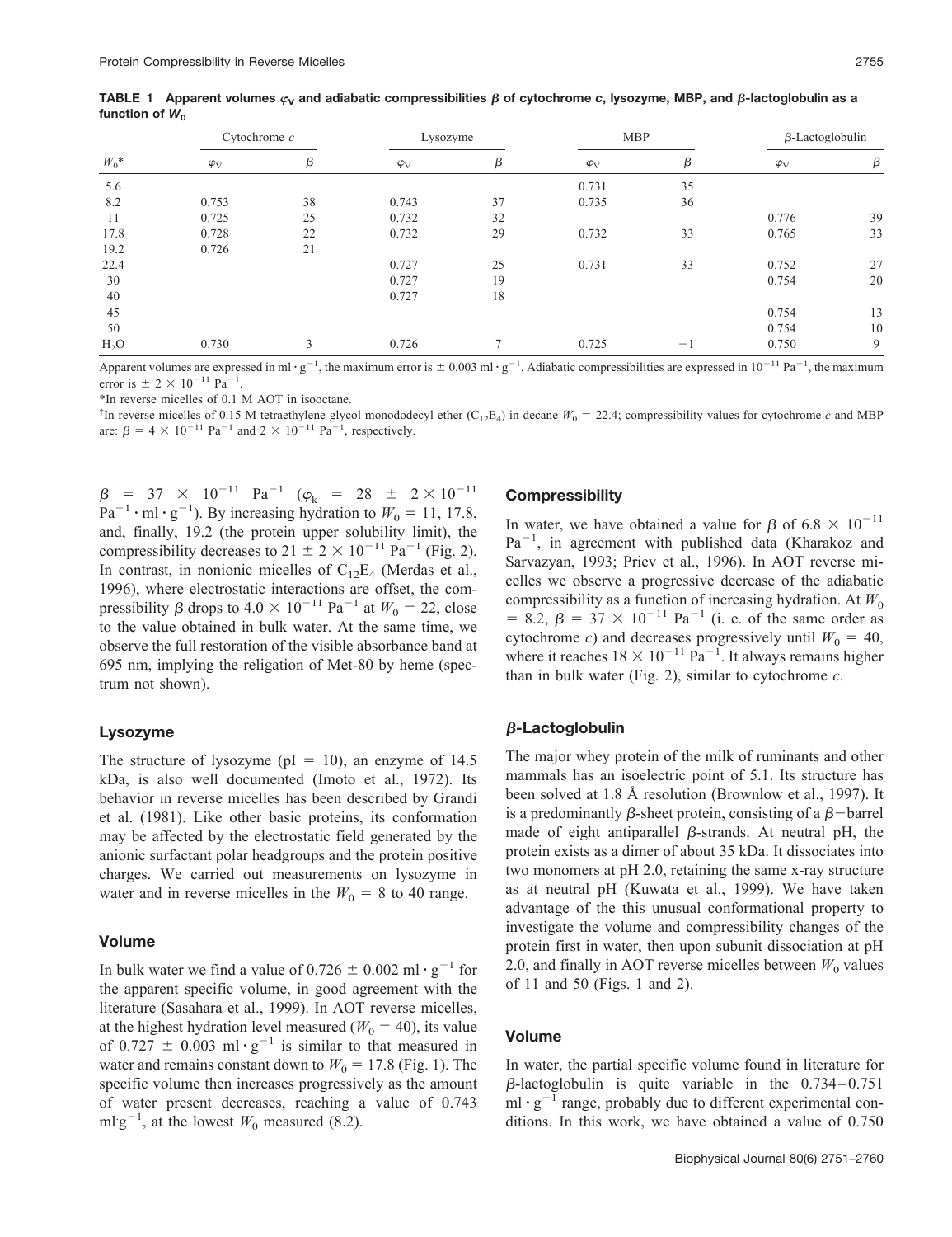**TABLE 1 Apparent volumes $\varphi_V$ and adiabatic compressibilities $\beta$ of cytochrome *c*, lysozyme, MBP, and $\beta$-lactoglobulin as a function of $W_0$**

| | Cytochrome *c* | | Lysozyme | | MBP | | $\beta$-Lactoglobulin | |
|---|---|---|---|---|---|---|---|---|
| $W_0$* | $\varphi_V$ | $\beta$ | $\varphi_V$ | $\beta$ | $\varphi_V$ | $\beta$ | $\varphi_V$ | $\beta$ |
| 5.6 | | | | | 0.731 | 35 | | |
| 8.2 | 0.753 | 38 | 0.743 | 37 | 0.735 | 36 | | |
| 11 | 0.725 | 25 | 0.732 | 32 | | | 0.776 | 39 |
| 17.8 | 0.728 | 22 | 0.732 | 29 | 0.732 | 33 | 0.765 | 33 |
| 19.2 | 0.726 | 21 | | | | | | |
| 22.4 | | | 0.727 | 25 | 0.731 | 33 | 0.752 | 27 |
| 30 | | | 0.727 | 19 | | | 0.754 | 20 |
| 40 | | | 0.727 | 18 | | | | |
| 45 | | | | | | | 0.754 | 13 |
| 50 | | | | | | | 0.754 | 10 |
| $H_2O$ | 0.730 | 3 | 0.726 | 7 | 0.725 | −1 | 0.750 | 9 |

Apparent volumes are expressed in $ml \cdot g^{-1}$, the maximum error is $\pm$ 0.003 $ml \cdot g^{-1}$. Adiabatic compressibilities are expressed in $10^{-11}$ $Pa^{-1}$, the maximum error is $\pm$ 2 $\times$ $10^{-11}$ $Pa^{-1}$.

*In reverse micelles of 0.1 M AOT in isooctane.

†In reverse micelles of 0.15 M tetraethylene glycol monododecyl ether ($C_{12}E_4$) in decane $W_0$ = 22.4; compressibility values for cytochrome *c* and MBP are: $\beta = 4 \times 10^{-11}$ $Pa^{-1}$ and $2 \times 10^{-11}$ $Pa^{-1}$, respectively.

$\beta = 37 \times 10^{-11}$ $Pa^{-1}$ ($\varphi_k = 28 \pm 2 \times 10^{-11}$ $Pa^{-1} \cdot ml \cdot g^{-1}$). By increasing hydration to $W_0$ = 11, 17.8, and, finally, 19.2 (the protein upper solubility limit), the compressibility decreases to 21 $\pm$ 2 $\times$ $10^{-11}$ $Pa^{-1}$ (Fig. 2). In contrast, in nonionic micelles of $C_{12}E_4$ (Merdas et al., 1996), where electrostatic interactions are offset, the compressibility $\beta$ drops to 4.0 $\times$ $10^{-11}$ $Pa^{-1}$ at $W_0$ = 22, close to the value obtained in bulk water. At the same time, we observe the full restoration of the visible absorbance band at 695 nm, implying the religation of Met-80 by heme (spectrum not shown).

### Lysozyme

The structure of lysozyme (pI = 10), an enzyme of 14.5 kDa, is also well documented (Imoto et al., 1972). Its behavior in reverse micelles has been described by Grandi et al. (1981). Like other basic proteins, its conformation may be affected by the electrostatic field generated by the anionic surfactant polar headgroups and the protein positive charges. We carried out measurements on lysozyme in water and in reverse micelles in the $W_0$ = 8 to 40 range.

### Volume

In bulk water we find a value of 0.726 $\pm$ 0.002 $ml \cdot g^{-1}$ for the apparent specific volume, in good agreement with the literature (Sasahara et al., 1999). In AOT reverse micelles, at the highest hydration level measured ($W_0$ = 40), its value of 0.727 $\pm$ 0.003 $ml \cdot g^{-1}$ is similar to that measured in water and remains constant down to $W_0$ = 17.8 (Fig. 1). The specific volume then increases progressively as the amount of water present decreases, reaching a value of 0.743 $ml \cdot g^{-1}$, at the lowest $W_0$ measured (8.2).

### Compressibility

In water, we have obtained a value for $\beta$ of 6.8 $\times$ $10^{-11}$ $Pa^{-1}$, in agreement with published data (Kharakoz and Sarvazyan, 1993; Priev et al., 1996). In AOT reverse micelles we observe a progressive decrease of the adiabatic compressibility as a function of increasing hydration. At $W_0$ = 8.2, $\beta = 37 \times 10^{-11}$ $Pa^{-1}$ (i. e. of the same order as cytochrome *c*) and decreases progressively until $W_0$ = 40, where it reaches 18 $\times$ $10^{-11}$ $Pa^{-1}$. It always remains higher than in bulk water (Fig. 2), similar to cytochrome *c*.

### $\beta$-Lactoglobulin

The major whey protein of the milk of ruminants and other mammals has an isoelectric point of 5.1. Its structure has been solved at 1.8 Å resolution (Brownlow et al., 1997). It is a predominantly $\beta$-sheet protein, consisting of a $\beta$−barrel made of eight antiparallel $\beta$-strands. At neutral pH, the protein exists as a dimer of about 35 kDa. It dissociates into two monomers at pH 2.0, retaining the same x-ray structure as at neutral pH (Kuwata et al., 1999). We have taken advantage of the this unusual conformational property to investigate the volume and compressibility changes of the protein first in water, then upon subunit dissociation at pH 2.0, and finally in AOT reverse micelles between $W_0$ values of 11 and 50 (Figs. 1 and 2).

### Volume

In water, the partial specific volume found in literature for $\beta$-lactoglobulin is quite variable in the 0.734–0.751 $ml \cdot g^{-1}$ range, probably due to different experimental conditions. In this work, we have obtained a value of 0.750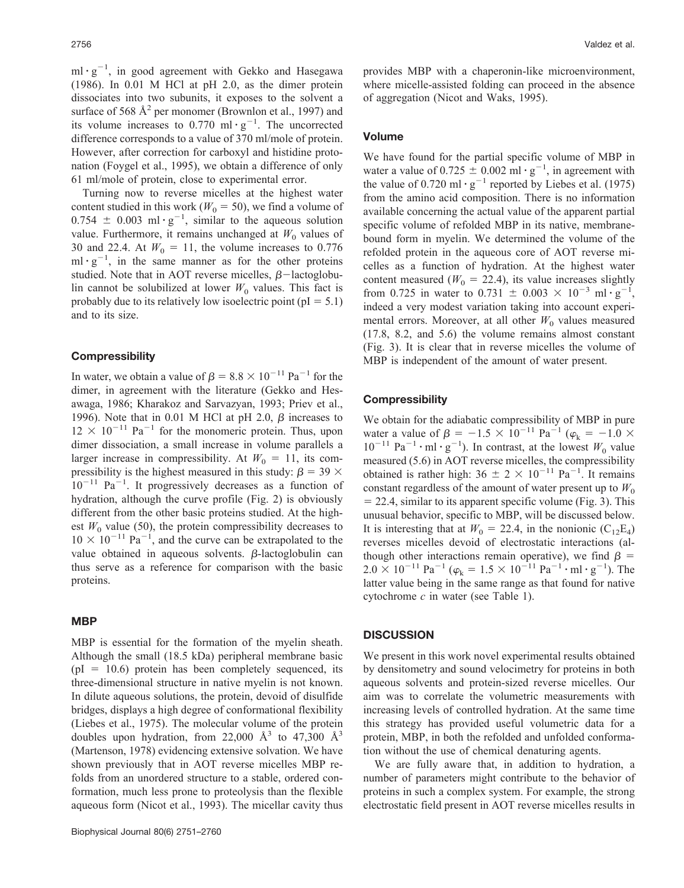$ml \cdot g^{-1}$, in good agreement with Gekko and Hasegawa (1986). In 0.01 M HCl at pH 2.0, as the dimer protein dissociates into two subunits, it exposes to the solvent a surface of 568 $Å^2$ per monomer (Brownlon et al., 1997) and its volume increases to 0.770 $ml \cdot g^{-1}$. The uncorrected difference corresponds to a value of 370 ml/mole of protein. However, after correction for carboxyl and histidine protonation (Foygel et al., 1995), we obtain a difference of only 61 ml/mole of protein, close to experimental error.

Turning now to reverse micelles at the highest water content studied in this work ($W_0 = 50$), we find a volume of $0.754 \pm 0.003$ $ml \cdot g^{-1}$, similar to the aqueous solution value. Furthermore, it remains unchanged at $W_0$ values of 30 and 22.4. At $W_0 = 11$, the volume increases to 0.776 $ml \cdot g^{-1}$, in the same manner as for the other proteins studied. Note that in AOT reverse micelles, β−lactoglobulin cannot be solubilized at lower $W_0$ values. This fact is probably due to its relatively low isoelectric point (pI = 5.1) and to its size.

### Compressibility

In water, we obtain a value of $\beta = 8.8 \times 10^{-11}$ $Pa^{-1}$ for the dimer, in agreement with the literature (Gekko and Hesawaga, 1986; Kharakoz and Sarvazyan, 1993; Priev et al., 1996). Note that in 0.01 M HCl at pH 2.0, β increases to $12 \times 10^{-11}$ $Pa^{-1}$ for the monomeric protein. Thus, upon dimer dissociation, a small increase in volume parallels a larger increase in compressibility. At $W_0 = 11$, its compressibility is the highest measured in this study: $\beta = 39 \times 10^{-11}$ $Pa^{-1}$. It progressively decreases as a function of hydration, although the curve profile (Fig. 2) is obviously different from the other basic proteins studied. At the highest $W_0$ value (50), the protein compressibility decreases to $10 \times 10^{-11}$ $Pa^{-1}$, and the curve can be extrapolated to the value obtained in aqueous solvents. β-lactoglobulin can thus serve as a reference for comparison with the basic proteins.

## MBP

MBP is essential for the formation of the myelin sheath. Although the small (18.5 kDa) peripheral membrane basic (pI = 10.6) protein has been completely sequenced, its three-dimensional structure in native myelin is not known. In dilute aqueous solutions, the protein, devoid of disulfide bridges, displays a high degree of conformational flexibility (Liebes et al., 1975). The molecular volume of the protein doubles upon hydration, from 22,000 $Å^3$ to 47,300 $Å^3$ (Martenson, 1978) evidencing extensive solvation. We have shown previously that in AOT reverse micelles MBP refolds from an unordered structure to a stable, ordered conformation, much less prone to proteolysis than the flexible aqueous form (Nicot et al., 1993). The micellar cavity thus provides MBP with a chaperonin-like microenvironment, where micelle-assisted folding can proceed in the absence of aggregation (Nicot and Waks, 1995).

### Volume

We have found for the partial specific volume of MBP in water a value of $0.725 \pm 0.002$ $ml \cdot g^{-1}$, in agreement with the value of 0.720 $ml \cdot g^{-1}$ reported by Liebes et al. (1975) from the amino acid composition. There is no information available concerning the actual value of the apparent partial specific volume of refolded MBP in its native, membrane-bound form in myelin. We determined the volume of the refolded protein in the aqueous core of AOT reverse micelles as a function of hydration. At the highest water content measured ($W_0 = 22.4$), its value increases slightly from 0.725 in water to $0.731 \pm 0.003 \times 10^{-3}$ $ml \cdot g^{-1}$, indeed a very modest variation taking into account experimental errors. Moreover, at all other $W_0$ values measured (17.8, 8.2, and 5.6) the volume remains almost constant (Fig. 3). It is clear that in reverse micelles the volume of MBP is independent of the amount of water present.

### Compressibility

We obtain for the adiabatic compressibility of MBP in pure water a value of $\beta = -1.5 \times 10^{-11}$ $Pa^{-1}$ ($\varphi_k = -1.0 \times 10^{-11}$ $Pa^{-1} \cdot ml \cdot g^{-1}$). In contrast, at the lowest $W_0$ value measured (5.6) in AOT reverse micelles, the compressibility obtained is rather high: $36 \pm 2 \times 10^{-11}$ $Pa^{-1}$. It remains constant regardless of the amount of water present up to $W_0 = 22.4$, similar to its apparent specific volume (Fig. 3). This unusual behavior, specific to MBP, will be discussed below. It is interesting that at $W_0 = 22.4$, in the nonionic ($C_{12}E_4$) reverses micelles devoid of electrostatic interactions (although other interactions remain operative), we find $\beta = 2.0 \times 10^{-11}$ $Pa^{-1}$ ($\varphi_k = 1.5 \times 10^{-11}$ $Pa^{-1} \cdot ml \cdot g^{-1}$). The latter value being in the same range as that found for native cytochrome *c* in water (see Table 1).

## DISCUSSION

We present in this work novel experimental results obtained by densitometry and sound velocimetry for proteins in both aqueous solvents and protein-sized reverse micelles. Our aim was to correlate the volumetric measurements with increasing levels of controlled hydration. At the same time this strategy has provided useful volumetric data for a protein, MBP, in both the refolded and unfolded conformation without the use of chemical denaturing agents.

We are fully aware that, in addition to hydration, a number of parameters might contribute to the behavior of proteins in such a complex system. For example, the strong electrostatic field present in AOT reverse micelles results in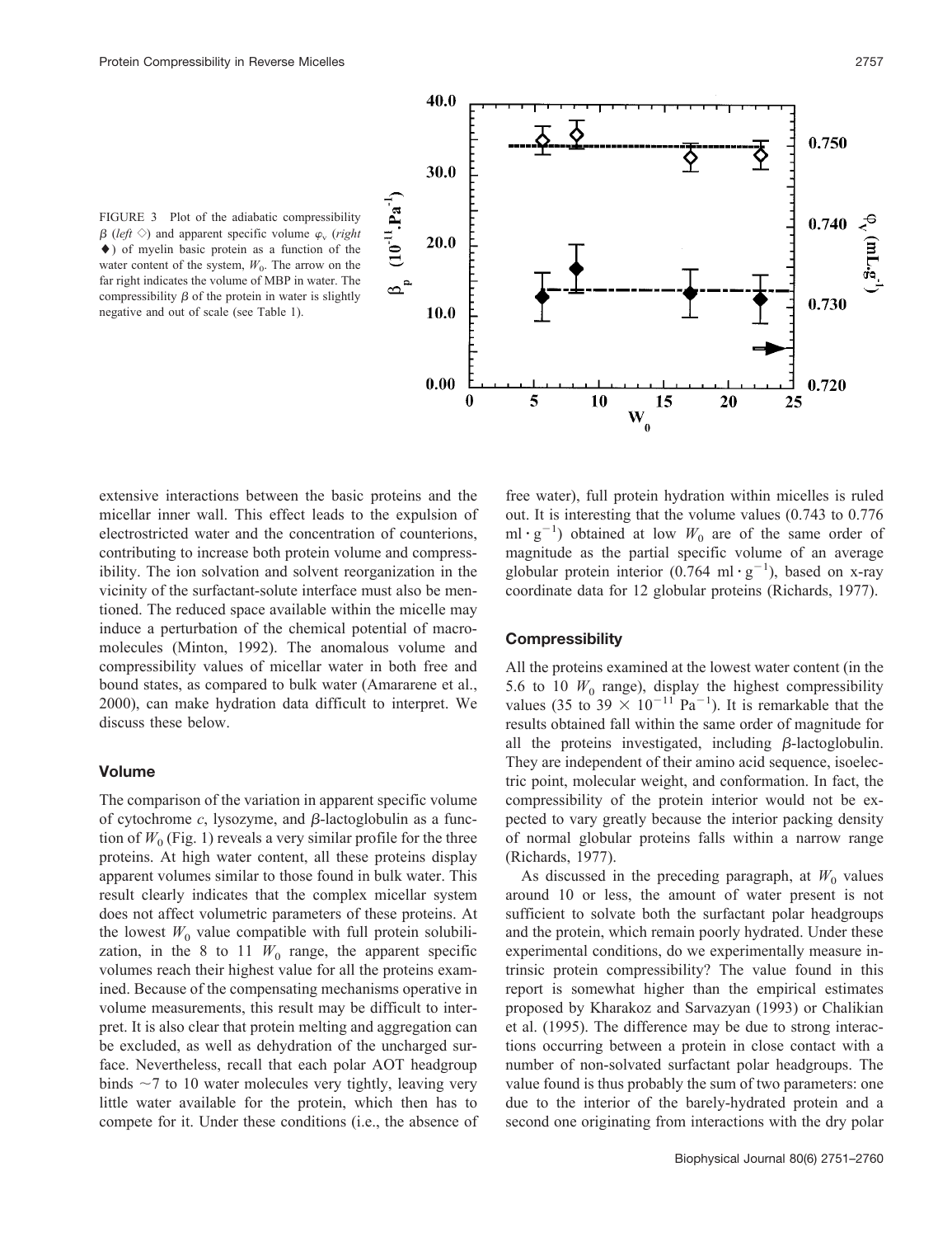FIGURE 3 Plot of the adiabatic compressibility $\beta$ (*left* ◇) and apparent specific volume $\varphi_v$ (*right* ♦) of myelin basic protein as a function of the water content of the system, $W_0$. The arrow on the far right indicates the volume of MBP in water. The compressibility $\beta$ of the protein in water is slightly negative and out of scale (see Table 1).

extensive interactions between the basic proteins and the micellar inner wall. This effect leads to the expulsion of electrostricted water and the concentration of counterions, contributing to increase both protein volume and compressibility. The ion solvation and solvent reorganization in the vicinity of the surfactant-solute interface must also be mentioned. The reduced space available within the micelle may induce a perturbation of the chemical potential of macromolecules (Minton, 1992). The anomalous volume and compressibility values of micellar water in both free and bound states, as compared to bulk water (Amararene et al., 2000), can make hydration data difficult to interpret. We discuss these below.

### Volume

The comparison of the variation in apparent specific volume of cytochrome *c*, lysozyme, and $\beta$-lactoglobulin as a function of $W_0$ (Fig. 1) reveals a very similar profile for the three proteins. At high water content, all these proteins display apparent volumes similar to those found in bulk water. This result clearly indicates that the complex micellar system does not affect volumetric parameters of these proteins. At the lowest $W_0$ value compatible with full protein solubilization, in the 8 to 11 $W_0$ range, the apparent specific volumes reach their highest value for all the proteins examined. Because of the compensating mechanisms operative in volume measurements, this result may be difficult to interpret. It is also clear that protein melting and aggregation can be excluded, as well as dehydration of the uncharged surface. Nevertheless, recall that each polar AOT headgroup binds ~7 to 10 water molecules very tightly, leaving very little water available for the protein, which then has to compete for it. Under these conditions (i.e., the absence of free water), full protein hydration within micelles is ruled out. It is interesting that the volume values (0.743 to 0.776 $\text{ml} \cdot \text{g}^{-1}$) obtained at low $W_0$ are of the same order of magnitude as the partial specific volume of an average globular protein interior (0.764 $\text{ml} \cdot \text{g}^{-1}$), based on x-ray coordinate data for 12 globular proteins (Richards, 1977).

### Compressibility

All the proteins examined at the lowest water content (in the 5.6 to 10 $W_0$ range), display the highest compressibility values (35 to 39 $\times 10^{-11}$ $\text{Pa}^{-1}$). It is remarkable that the results obtained fall within the same order of magnitude for all the proteins investigated, including $\beta$-lactoglobulin. They are independent of their amino acid sequence, isoelectric point, molecular weight, and conformation. In fact, the compressibility of the protein interior would not be expected to vary greatly because the interior packing density of normal globular proteins falls within a narrow range (Richards, 1977).

As discussed in the preceding paragraph, at $W_0$ values around 10 or less, the amount of water present is not sufficient to solvate both the surfactant polar headgroups and the protein, which remain poorly hydrated. Under these experimental conditions, do we experimentally measure intrinsic protein compressibility? The value found in this report is somewhat higher than the empirical estimates proposed by Kharakoz and Sarvazyan (1993) or Chalikian et al. (1995). The difference may be due to strong interactions occurring between a protein in close contact with a number of non-solvated surfactant polar headgroups. The value found is thus probably the sum of two parameters: one due to the interior of the barely-hydrated protein and a second one originating from interactions with the dry polar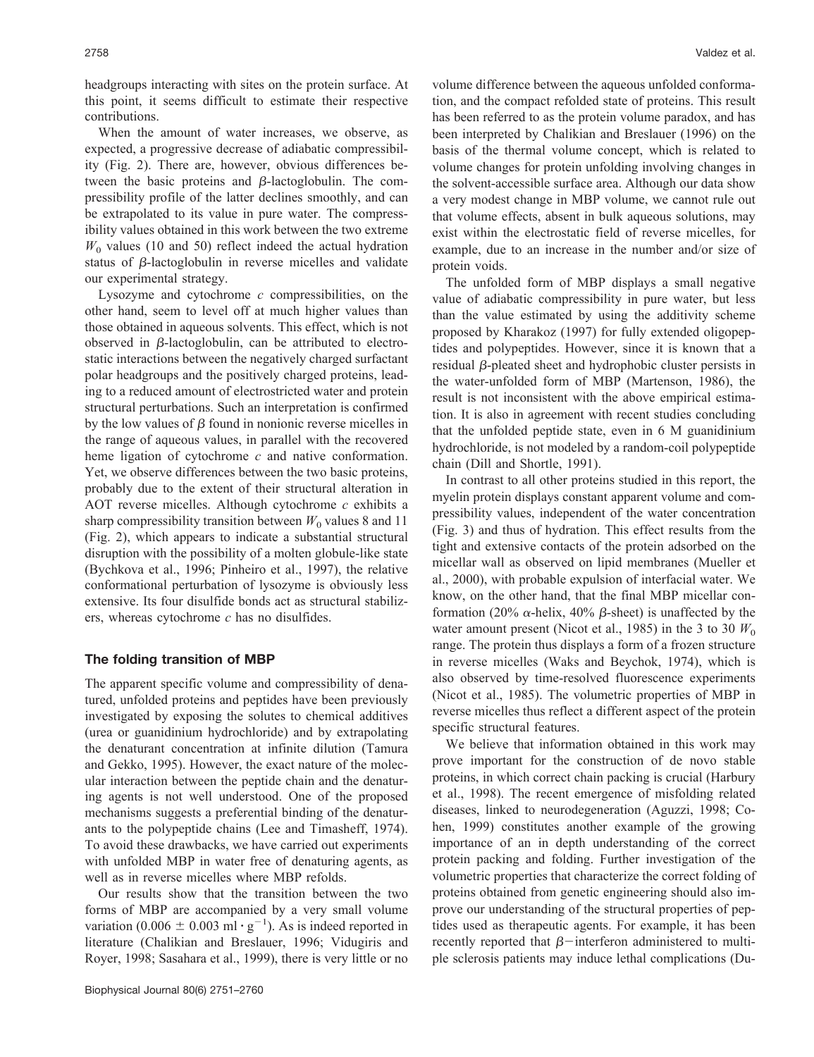headgroups interacting with sites on the protein surface. At this point, it seems difficult to estimate their respective contributions.

When the amount of water increases, we observe, as expected, a progressive decrease of adiabatic compressibility (Fig. 2). There are, however, obvious differences between the basic proteins and $\beta$-lactoglobulin. The compressibility profile of the latter declines smoothly, and can be extrapolated to its value in pure water. The compressibility values obtained in this work between the two extreme $W_0$ values (10 and 50) reflect indeed the actual hydration status of $\beta$-lactoglobulin in reverse micelles and validate our experimental strategy.

Lysozyme and cytochrome *c* compressibilities, on the other hand, seem to level off at much higher values than those obtained in aqueous solvents. This effect, which is not observed in $\beta$-lactoglobulin, can be attributed to electrostatic interactions between the negatively charged surfactant polar headgroups and the positively charged proteins, leading to a reduced amount of electrostricted water and protein structural perturbations. Such an interpretation is confirmed by the low values of $\beta$ found in nonionic reverse micelles in the range of aqueous values, in parallel with the recovered heme ligation of cytochrome *c* and native conformation. Yet, we observe differences between the two basic proteins, probably due to the extent of their structural alteration in AOT reverse micelles. Although cytochrome *c* exhibits a sharp compressibility transition between $W_0$ values 8 and 11 (Fig. 2), which appears to indicate a substantial structural disruption with the possibility of a molten globule-like state (Bychkova et al., 1996; Pinheiro et al., 1997), the relative conformational perturbation of lysozyme is obviously less extensive. Its four disulfide bonds act as structural stabilizers, whereas cytochrome *c* has no disulfides.

### The folding transition of MBP

The apparent specific volume and compressibility of denatured, unfolded proteins and peptides have been previously investigated by exposing the solutes to chemical additives (urea or guanidinium hydrochloride) and by extrapolating the denaturant concentration at infinite dilution (Tamura and Gekko, 1995). However, the exact nature of the molecular interaction between the peptide chain and the denaturing agents is not well understood. One of the proposed mechanisms suggests a preferential binding of the denaturants to the polypeptide chains (Lee and Timasheff, 1974). To avoid these drawbacks, we have carried out experiments with unfolded MBP in water free of denaturing agents, as well as in reverse micelles where MBP refolds.

Our results show that the transition between the two forms of MBP are accompanied by a very small volume variation ($0.006 \pm 0.003$ ml $\cdot$ g$^{-1}$). As is indeed reported in literature (Chalikian and Breslauer, 1996; Vidugiris and Royer, 1998; Sasahara et al., 1999), there is very little or no volume difference between the aqueous unfolded conformation, and the compact refolded state of proteins. This result has been referred to as the protein volume paradox, and has been interpreted by Chalikian and Breslauer (1996) on the basis of the thermal volume concept, which is related to volume changes for protein unfolding involving changes in the solvent-accessible surface area. Although our data show a very modest change in MBP volume, we cannot rule out that volume effects, absent in bulk aqueous solutions, may exist within the electrostatic field of reverse micelles, for example, due to an increase in the number and/or size of protein voids.

The unfolded form of MBP displays a small negative value of adiabatic compressibility in pure water, but less than the value estimated by using the additivity scheme proposed by Kharakoz (1997) for fully extended oligopeptides and polypeptides. However, since it is known that a residual $\beta$-pleated sheet and hydrophobic cluster persists in the water-unfolded form of MBP (Martenson, 1986), the result is not inconsistent with the above empirical estimation. It is also in agreement with recent studies concluding that the unfolded peptide state, even in 6 M guanidinium hydrochloride, is not modeled by a random-coil polypeptide chain (Dill and Shortle, 1991).

In contrast to all other proteins studied in this report, the myelin protein displays constant apparent volume and compressibility values, independent of the water concentration (Fig. 3) and thus of hydration. This effect results from the tight and extensive contacts of the protein adsorbed on the micellar wall as observed on lipid membranes (Mueller et al., 2000), with probable expulsion of interfacial water. We know, on the other hand, that the final MBP micellar conformation (20% $\alpha$-helix, 40% $\beta$-sheet) is unaffected by the water amount present (Nicot et al., 1985) in the 3 to 30 $W_0$ range. The protein thus displays a form of a frozen structure in reverse micelles (Waks and Beychok, 1974), which is also observed by time-resolved fluorescence experiments (Nicot et al., 1985). The volumetric properties of MBP in reverse micelles thus reflect a different aspect of the protein specific structural features.

We believe that information obtained in this work may prove important for the construction of de novo stable proteins, in which correct chain packing is crucial (Harbury et al., 1998). The recent emergence of misfolding related diseases, linked to neurodegeneration (Aguzzi, 1998; Cohen, 1999) constitutes another example of the growing importance of an in depth understanding of the correct protein packing and folding. Further investigation of the volumetric properties that characterize the correct folding of proteins obtained from genetic engineering should also improve our understanding of the structural properties of peptides used as therapeutic agents. For example, it has been recently reported that $\beta$−interferon administered to multiple sclerosis patients may induce lethal complications (Du-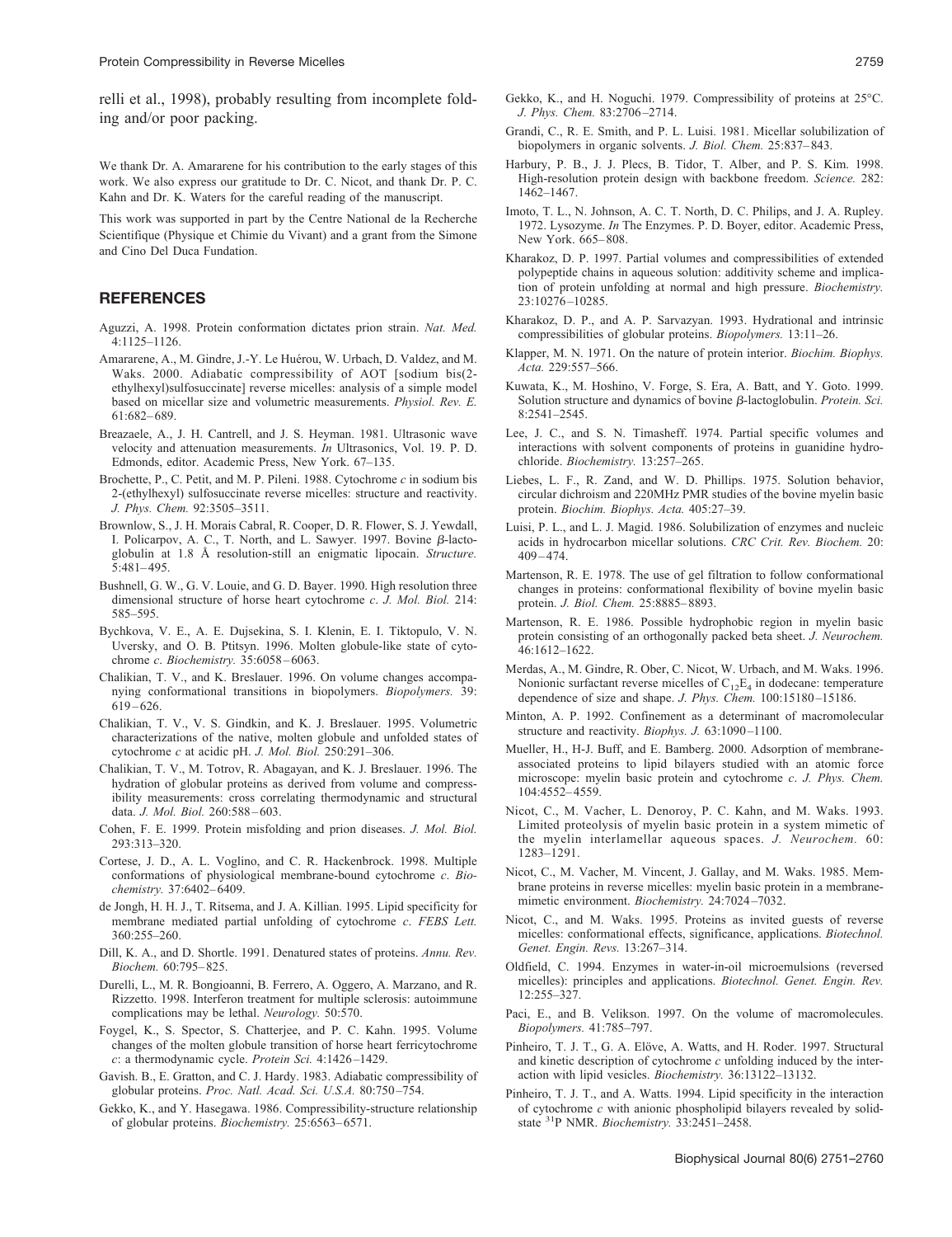relli et al., 1998), probably resulting from incomplete folding and/or poor packing.

We thank Dr. A. Amararene for his contribution to the early stages of this work. We also express our gratitude to Dr. C. Nicot, and thank Dr. P. C. Kahn and Dr. K. Waters for the careful reading of the manuscript.

This work was supported in part by the Centre National de la Recherche Scientifique (Physique et Chimie du Vivant) and a grant from the Simone and Cino Del Duca Fundation.

## REFERENCES

Aguzzi, A. 1998. Protein conformation dictates prion strain. *Nat. Med.* 4:1125–1126.

Amararene, A., M. Gindre, J.-Y. Le Huérou, W. Urbach, D. Valdez, and M. Waks. 2000. Adiabatic compressibility of AOT [sodium bis(2-ethylhexyl)sulfosuccinate] reverse micelles: analysis of a simple model based on micellar size and volumetric measurements. *Physiol. Rev. E.* 61:682–689.

Breazeale, A., J. H. Cantrell, and J. S. Heyman. 1981. Ultrasonic wave velocity and attenuation measurements. *In* Ultrasonics, Vol. 19. P. D. Edmonds, editor. Academic Press, New York. 67–135.

Brochette, P., C. Petit, and M. P. Pileni. 1988. Cytochrome *c* in sodium bis 2-(ethylhexyl) sulfosuccinate reverse micelles: structure and reactivity. *J. Phys. Chem.* 92:3505–3511.

Brownlow, S., J. H. Morais Cabral, R. Cooper, D. R. Flower, S. J. Yewdall, I. Policarpov, A. C., T. North, and L. Sawyer. 1997. Bovine β-lactoglobulin at 1.8 Å resolution-still an enigmatic lipocain. *Structure.* 5:481–495.

Bushnell, G. W., G. V. Louie, and G. D. Bayer. 1990. High resolution three dimensional structure of horse heart cytochrome *c*. *J. Mol. Biol.* 214: 585–595.

Bychkova, V. E., A. E. Dujsekina, S. I. Klenin, E. I. Tiktopulo, V. N. Uversky, and O. B. Ptitsyn. 1996. Molten globule-like state of cytochrome *c*. *Biochemistry.* 35:6058–6063.

Chalikian, T. V., and K. Breslauer. 1996. On volume changes accompanying conformational transitions in biopolymers. *Biopolymers.* 39: 619–626.

Chalikian, T. V., V. S. Gindkin, and K. J. Breslauer. 1995. Volumetric characterizations of the native, molten globule and unfolded states of cytochrome *c* at acidic pH. *J. Mol. Biol.* 250:291–306.

Chalikian, T. V., M. Totrov, R. Abagayan, and K. J. Breslauer. 1996. The hydration of globular proteins as derived from volume and compressibility measurements: cross correlating thermodynamic and structural data. *J. Mol. Biol.* 260:588–603.

Cohen, F. E. 1999. Protein misfolding and prion diseases. *J. Mol. Biol.* 293:313–320.

Cortese, J. D., A. L. Voglino, and C. R. Hackenbrock. 1998. Multiple conformations of physiological membrane-bound cytochrome *c*. *Biochemistry.* 37:6402–6409.

de Jongh, H. H. J., T. Ritsema, and J. A. Killian. 1995. Lipid specificity for membrane mediated partial unfolding of cytochrome *c*. *FEBS Lett.* 360:255–260.

Dill, K. A., and D. Shortle. 1991. Denatured states of proteins. *Annu. Rev. Biochem.* 60:795–825.

Durelli, L., M. R. Bongioanni, B. Ferrero, A. Oggero, A. Marzano, and R. Rizzetto. 1998. Interferon treatment for multiple sclerosis: autoimmune complications may be lethal. *Neurology.* 50:570.

Foygel, K., S. Spector, S. Chatterjee, and P. C. Kahn. 1995. Volume changes of the molten globule transition of horse heart ferricytochrome *c*: a thermodynamic cycle. *Protein Sci.* 4:1426–1429.

Gavish. B., E. Gratton, and C. J. Hardy. 1983. Adiabatic compressibility of globular proteins. *Proc. Natl. Acad. Sci. U.S.A.* 80:750–754.

Gekko, K., and Y. Hasegawa. 1986. Compressibility-structure relationship of globular proteins. *Biochemistry.* 25:6563–6571.

Gekko, K., and H. Noguchi. 1979. Compressibility of proteins at 25°C. *J. Phys. Chem.* 83:2706–2714.

Grandi, C., R. E. Smith, and P. L. Luisi. 1981. Micellar solubilization of biopolymers in organic solvents. *J. Biol. Chem.* 25:837–843.

Harbury, P. B., J. J. Plecs, B. Tidor, T. Alber, and P. S. Kim. 1998. High-resolution protein design with backbone freedom. *Science.* 282: 1462–1467.

Imoto, T. L., N. Johnson, A. C. T. North, D. C. Philips, and J. A. Rupley. 1972. Lysozyme. *In* The Enzymes. P. D. Boyer, editor. Academic Press, New York. 665–808.

Kharakoz, D. P. 1997. Partial volumes and compressibilities of extended polypeptide chains in aqueous solution: additivity scheme and implication of protein unfolding at normal and high pressure. *Biochemistry.* 23:10276–10285.

Kharakoz, D. P., and A. P. Sarvazyan. 1993. Hydrational and intrinsic compressibilities of globular proteins. *Biopolymers.* 13:11–26.

Klapper, M. N. 1971. On the nature of protein interior. *Biochim. Biophys. Acta.* 229:557–566.

Kuwata, K., M. Hoshino, V. Forge, S. Era, A. Batt, and Y. Goto. 1999. Solution structure and dynamics of bovine β-lactoglobulin. *Protein. Sci.* 8:2541–2545.

Lee, J. C., and S. N. Timasheff. 1974. Partial specific volumes and interactions with solvent components of proteins in guanidine hydrochloride. *Biochemistry.* 13:257–265.

Liebes, L. F., R. Zand, and W. D. Phillips. 1975. Solution behavior, circular dichroism and 220MHz PMR studies of the bovine myelin basic protein. *Biochim. Biophys. Acta.* 405:27–39.

Luisi, P. L., and L. J. Magid. 1986. Solubilization of enzymes and nucleic acids in hydrocarbon micellar solutions. *CRC Crit. Rev. Biochem.* 20: 409–474.

Martenson, R. E. 1978. The use of gel filtration to follow conformational changes in proteins: conformational flexibility of bovine myelin basic protein. *J. Biol. Chem.* 25:8885–8893.

Martenson, R. E. 1986. Possible hydrophobic region in myelin basic protein consisting of an orthogonally packed beta sheet. *J. Neurochem.* 46:1612–1622.

Merdas, A., M. Gindre, R. Ober, C. Nicot, W. Urbach, and M. Waks. 1996. Nonionic surfactant reverse micelles of $C_{12}E_4$ in dodecane: temperature dependence of size and shape. *J. Phys. Chem.* 100:15180–15186.

Minton, A. P. 1992. Confinement as a determinant of macromolecular structure and reactivity. *Biophys. J.* 63:1090–1100.

Mueller, H., H-J. Buff, and E. Bamberg. 2000. Adsorption of membrane-associated proteins to lipid bilayers studied with an atomic force microscope: myelin basic protein and cytochrome *c*. *J. Phys. Chem.* 104:4552–4559.

Nicot, C., M. Vacher, L. Denoroy, P. C. Kahn, and M. Waks. 1993. Limited proteolysis of myelin basic protein in a system mimetic of the myelin interlamellar aqueous spaces. *J. Neurochem.* 60: 1283–1291.

Nicot, C., M. Vacher, M. Vincent, J. Gallay, and M. Waks. 1985. Membrane proteins in reverse micelles: myelin basic protein in a membrane-mimetic environment. *Biochemistry.* 24:7024–7032.

Nicot, C., and M. Waks. 1995. Proteins as invited guests of reverse micelles: conformational effects, significance, applications. *Biotechnol. Genet. Engin. Revs.* 13:267–314.

Oldfield, C. 1994. Enzymes in water-in-oil microemulsions (reversed micelles): principles and applications. *Biotechnol. Genet. Engin. Rev.* 12:255–327.

Paci, E., and B. Velikson. 1997. On the volume of macromolecules. *Biopolymers.* 41:785–797.

Pinheiro, T. J. T., G. A. Elöve, A. Watts, and H. Roder. 1997. Structural and kinetic description of cytochrome *c* unfolding induced by the interaction with lipid vesicles. *Biochemistry.* 36:13122–13132.

Pinheiro, T. J. T., and A. Watts. 1994. Lipid specificity in the interaction of cytochrome *c* with anionic phospholipid bilayers revealed by solid-state $^{31}$P NMR. *Biochemistry.* 33:2451–2458.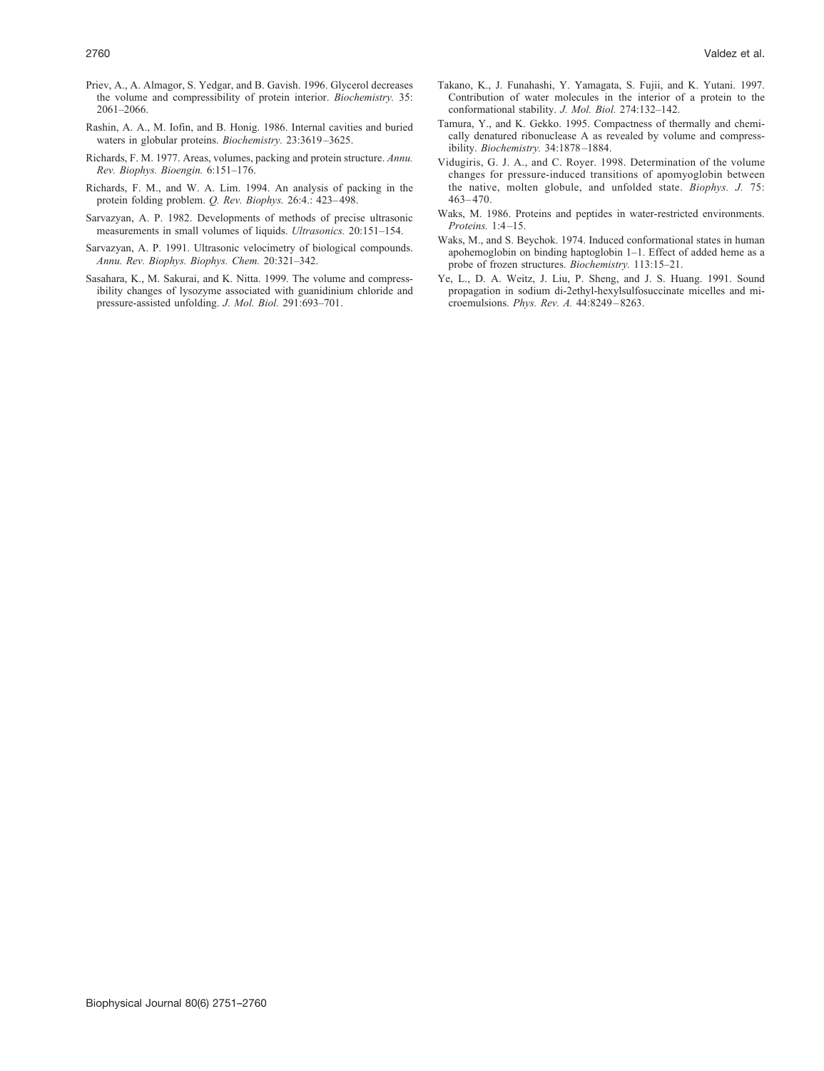Priev, A., A. Almagor, S. Yedgar, and B. Gavish. 1996. Glycerol decreases the volume and compressibility of protein interior. *Biochemistry.* 35: 2061–2066.

Rashin, A. A., M. Iofin, and B. Honig. 1986. Internal cavities and buried waters in globular proteins. *Biochemistry.* 23:3619–3625.

Richards, F. M. 1977. Areas, volumes, packing and protein structure. *Annu. Rev. Biophys. Bioengin.* 6:151–176.

Richards, F. M., and W. A. Lim. 1994. An analysis of packing in the protein folding problem. *Q. Rev. Biophys.* 26:4.: 423–498.

Sarvazyan, A. P. 1982. Developments of methods of precise ultrasonic measurements in small volumes of liquids. *Ultrasonics.* 20:151–154.

Sarvazyan, A. P. 1991. Ultrasonic velocimetry of biological compounds. *Annu. Rev. Biophys. Biophys. Chem.* 20:321–342.

Sasahara, K., M. Sakurai, and K. Nitta. 1999. The volume and compressibility changes of lysozyme associated with guanidinium chloride and pressure-assisted unfolding. *J. Mol. Biol.* 291:693–701.

Takano, K., J. Funahashi, Y. Yamagata, S. Fujii, and K. Yutani. 1997. Contribution of water molecules in the interior of a protein to the conformational stability. *J. Mol. Biol.* 274:132–142.

Tamura, Y., and K. Gekko. 1995. Compactness of thermally and chemically denatured ribonuclease A as revealed by volume and compressibility. *Biochemistry.* 34:1878–1884.

Vidugiris, G. J. A., and C. Royer. 1998. Determination of the volume changes for pressure-induced transitions of apomyoglobin between the native, molten globule, and unfolded state. *Biophys. J.* 75: 463–470.

Waks, M. 1986. Proteins and peptides in water-restricted environments. *Proteins.* 1:4–15.

Waks, M., and S. Beychok. 1974. Induced conformational states in human apohemoglobin on binding haptoglobin 1–1. Effect of added heme as a probe of frozen structures. *Biochemistry.* 113:15–21.

Ye, L., D. A. Weitz, J. Liu, P. Sheng, and J. S. Huang. 1991. Sound propagation in sodium di-2ethyl-hexylsulfosuccinate micelles and microemulsions. *Phys. Rev. A.* 44:8249–8263.